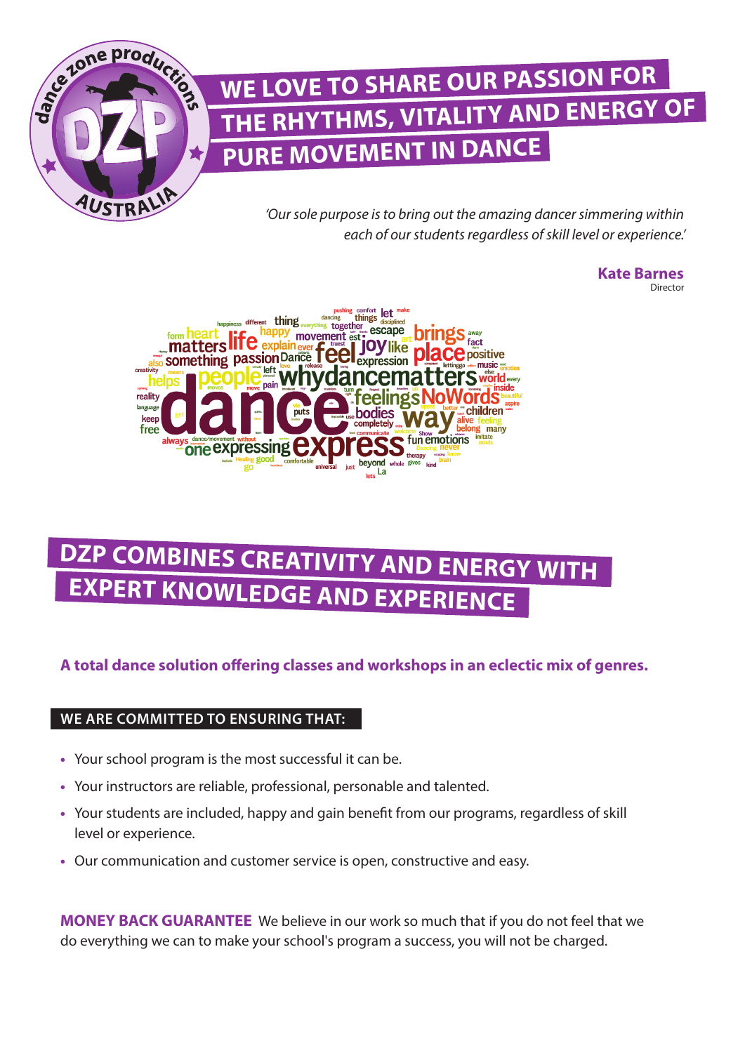# WE LOVE TO SHARE OUR PASSION FOR THE RHYTHMS, VITALITY AND ENERGY OF PURE MOVEMENT IN DANCE

*'Our sole purpose is to bring out the amazing dancer simmering within each of our students regardless of skill level or experience.'*

**Kate Barnes**
Director

# DZP COMBINES CREATIVITY AND ENERGY WITH EXPERT KNOWLEDGE AND EXPERIENCE

**A total dance solution offering classes and workshops in an eclectic mix of genres.**

### WE ARE COMMITTED TO ENSURING THAT:

- Your school program is the most successful it can be.
- Your instructors are reliable, professional, personable and talented.
- Your students are included, happy and gain benefit from our programs, regardless of skill level or experience.
- Our communication and customer service is open, constructive and easy.

**MONEY BACK GUARANTEE** We believe in our work so much that if you do not feel that we do everything we can to make your school's program a success, you will not be charged.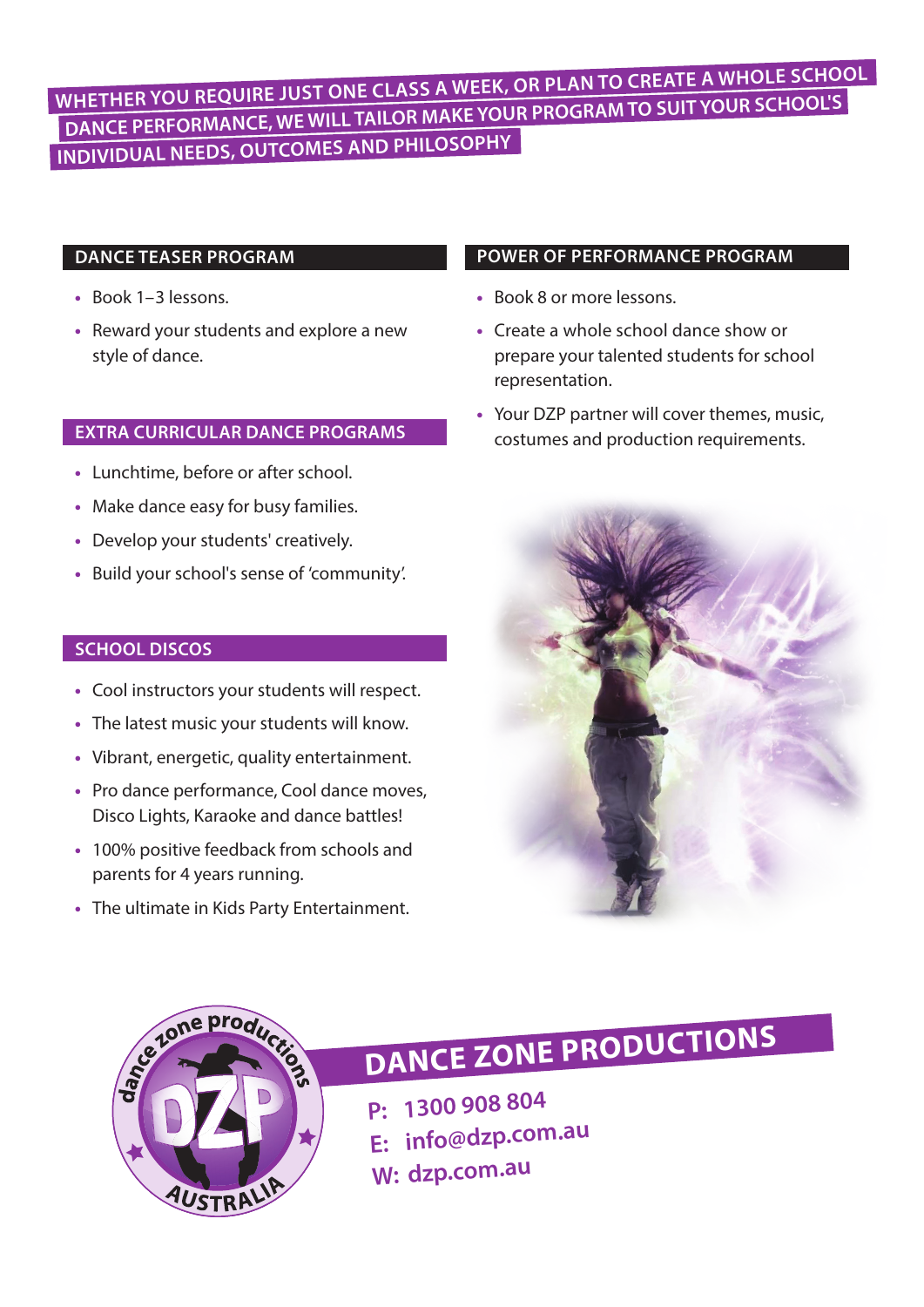**WHETHER YOU REQUIRE JUST ONE CLASS A WEEK, OR PLAN TO CREATE A WHOLE SCHOOL DANCE PERFORMANCE, WE WILL TAILOR MAKE YOUR PROGRAM TO SUIT YOUR SCHOOL'S INDIVIDUAL NEEDS, OUTCOMES AND PHILOSOPHY**

## DANCE TEASER PROGRAM

- Book 1–3 lessons.
- Reward your students and explore a new style of dance.

## EXTRA CURRICULAR DANCE PROGRAMS

- Lunchtime, before or after school.
- Make dance easy for busy families.
- Develop your students' creatively.
- Build your school's sense of 'community'.

## SCHOOL DISCOS

- Cool instructors your students will respect.
- The latest music your students will know.
- Vibrant, energetic, quality entertainment.
- Pro dance performance, Cool dance moves, Disco Lights, Karaoke and dance battles!
- 100% positive feedback from schools and parents for 4 years running.
- The ultimate in Kids Party Entertainment.

## POWER OF PERFORMANCE PROGRAM

- Book 8 or more lessons.
- Create a whole school dance show or prepare your talented students for school representation.
- Your DZP partner will cover themes, music, costumes and production requirements.

## DANCE ZONE PRODUCTIONS

**P:** 1300 908 804
**E:** info@dzp.com.au
**W:** dzp.com.au